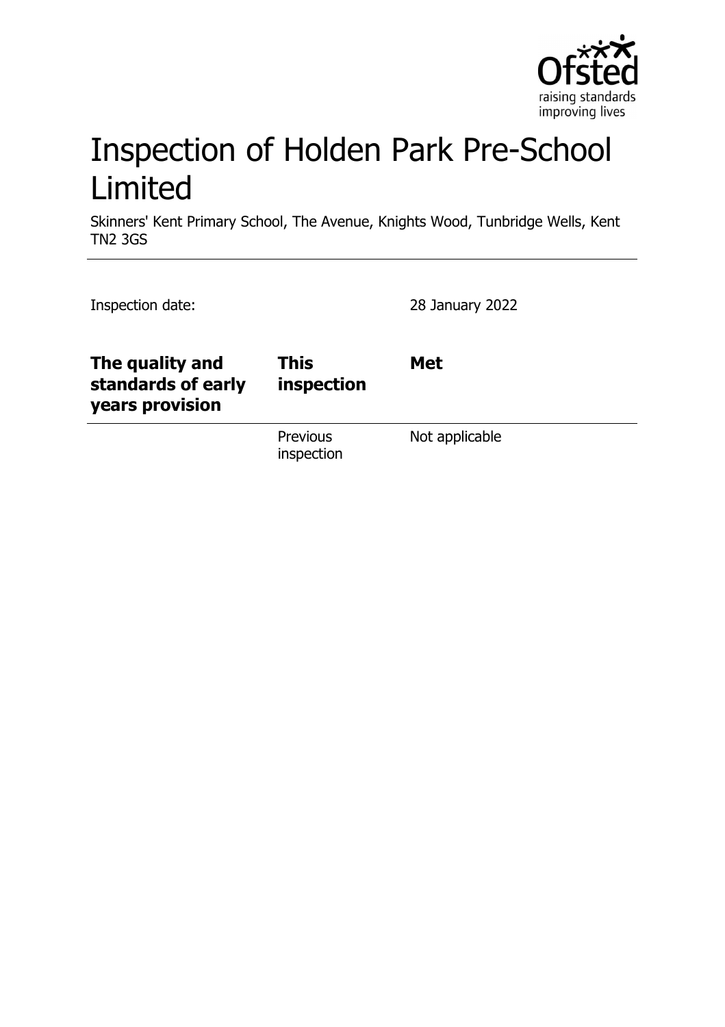# Inspection of Holden Park Pre-School Limited

Skinners' Kent Primary School, The Avenue, Knights Wood, Tunbridge Wells, Kent TN2 3GS

Inspection date: 28 January 2022

| The quality and standards of early years provision | This inspection | Met |
|---|---|---|
| | Previous inspection | Not applicable |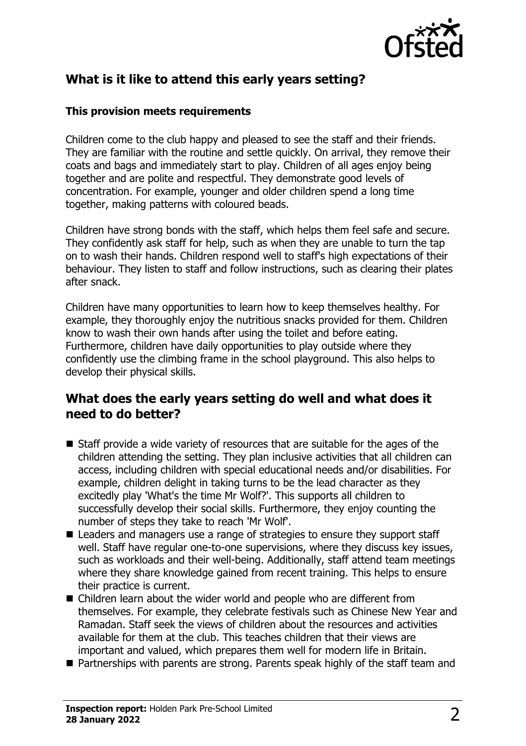## What is it like to attend this early years setting?

### This provision meets requirements

Children come to the club happy and pleased to see the staff and their friends. They are familiar with the routine and settle quickly. On arrival, they remove their coats and bags and immediately start to play. Children of all ages enjoy being together and are polite and respectful. They demonstrate good levels of concentration. For example, younger and older children spend a long time together, making patterns with coloured beads.

Children have strong bonds with the staff, which helps them feel safe and secure. They confidently ask staff for help, such as when they are unable to turn the tap on to wash their hands. Children respond well to staff's high expectations of their behaviour. They listen to staff and follow instructions, such as clearing their plates after snack.

Children have many opportunities to learn how to keep themselves healthy. For example, they thoroughly enjoy the nutritious snacks provided for them. Children know to wash their own hands after using the toilet and before eating. Furthermore, children have daily opportunities to play outside where they confidently use the climbing frame in the school playground. This also helps to develop their physical skills.

## What does the early years setting do well and what does it need to do better?

- Staff provide a wide variety of resources that are suitable for the ages of the children attending the setting. They plan inclusive activities that all children can access, including children with special educational needs and/or disabilities. For example, children delight in taking turns to be the lead character as they excitedly play 'What's the time Mr Wolf?'. This supports all children to successfully develop their social skills. Furthermore, they enjoy counting the number of steps they take to reach 'Mr Wolf'.
- Leaders and managers use a range of strategies to ensure they support staff well. Staff have regular one-to-one supervisions, where they discuss key issues, such as workloads and their well-being. Additionally, staff attend team meetings where they share knowledge gained from recent training. This helps to ensure their practice is current.
- Children learn about the wider world and people who are different from themselves. For example, they celebrate festivals such as Chinese New Year and Ramadan. Staff seek the views of children about the resources and activities available for them at the club. This teaches children that their views are important and valued, which prepares them well for modern life in Britain.
- Partnerships with parents are strong. Parents speak highly of the staff team and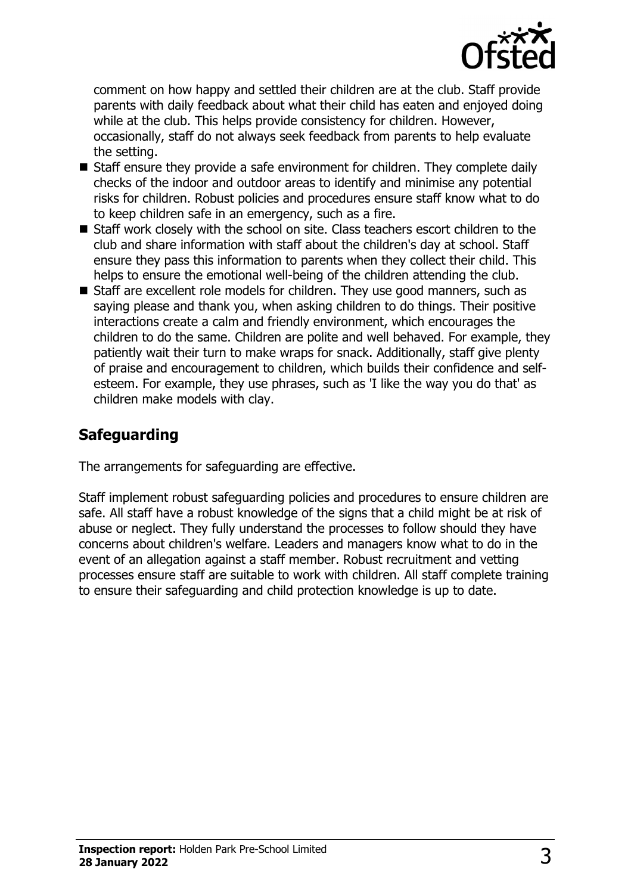comment on how happy and settled their children are at the club. Staff provide parents with daily feedback about what their child has eaten and enjoyed doing while at the club. This helps provide consistency for children. However, occasionally, staff do not always seek feedback from parents to help evaluate the setting.

- Staff ensure they provide a safe environment for children. They complete daily checks of the indoor and outdoor areas to identify and minimise any potential risks for children. Robust policies and procedures ensure staff know what to do to keep children safe in an emergency, such as a fire.
- Staff work closely with the school on site. Class teachers escort children to the club and share information with staff about the children's day at school. Staff ensure they pass this information to parents when they collect their child. This helps to ensure the emotional well-being of the children attending the club.
- Staff are excellent role models for children. They use good manners, such as saying please and thank you, when asking children to do things. Their positive interactions create a calm and friendly environment, which encourages the children to do the same. Children are polite and well behaved. For example, they patiently wait their turn to make wraps for snack. Additionally, staff give plenty of praise and encouragement to children, which builds their confidence and self-esteem. For example, they use phrases, such as 'I like the way you do that' as children make models with clay.

## Safeguarding

The arrangements for safeguarding are effective.

Staff implement robust safeguarding policies and procedures to ensure children are safe. All staff have a robust knowledge of the signs that a child might be at risk of abuse or neglect. They fully understand the processes to follow should they have concerns about children's welfare. Leaders and managers know what to do in the event of an allegation against a staff member. Robust recruitment and vetting processes ensure staff are suitable to work with children. All staff complete training to ensure their safeguarding and child protection knowledge is up to date.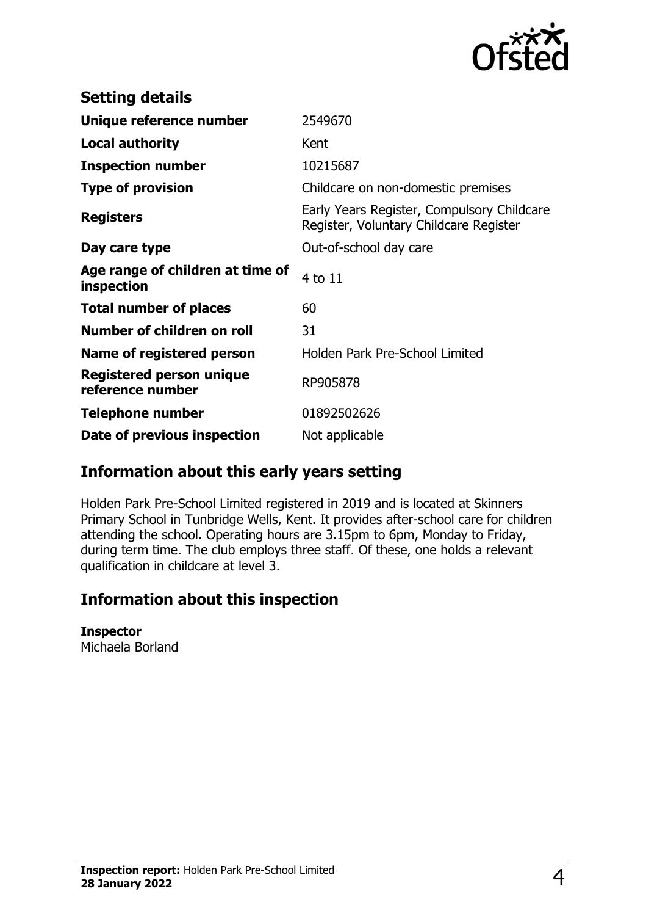## Setting details

| | |
|---|---|
| **Unique reference number** | 2549670 |
| **Local authority** | Kent |
| **Inspection number** | 10215687 |
| **Type of provision** | Childcare on non-domestic premises |
| **Registers** | Early Years Register, Compulsory Childcare Register, Voluntary Childcare Register |
| **Day care type** | Out-of-school day care |
| **Age range of children at time of inspection** | 4 to 11 |
| **Total number of places** | 60 |
| **Number of children on roll** | 31 |
| **Name of registered person** | Holden Park Pre-School Limited |
| **Registered person unique reference number** | RP905878 |
| **Telephone number** | 01892502626 |
| **Date of previous inspection** | Not applicable |

## Information about this early years setting

Holden Park Pre-School Limited registered in 2019 and is located at Skinners Primary School in Tunbridge Wells, Kent. It provides after-school care for children attending the school. Operating hours are 3.15pm to 6pm, Monday to Friday, during term time. The club employs three staff. Of these, one holds a relevant qualification in childcare at level 3.

## Information about this inspection

**Inspector**
Michaela Borland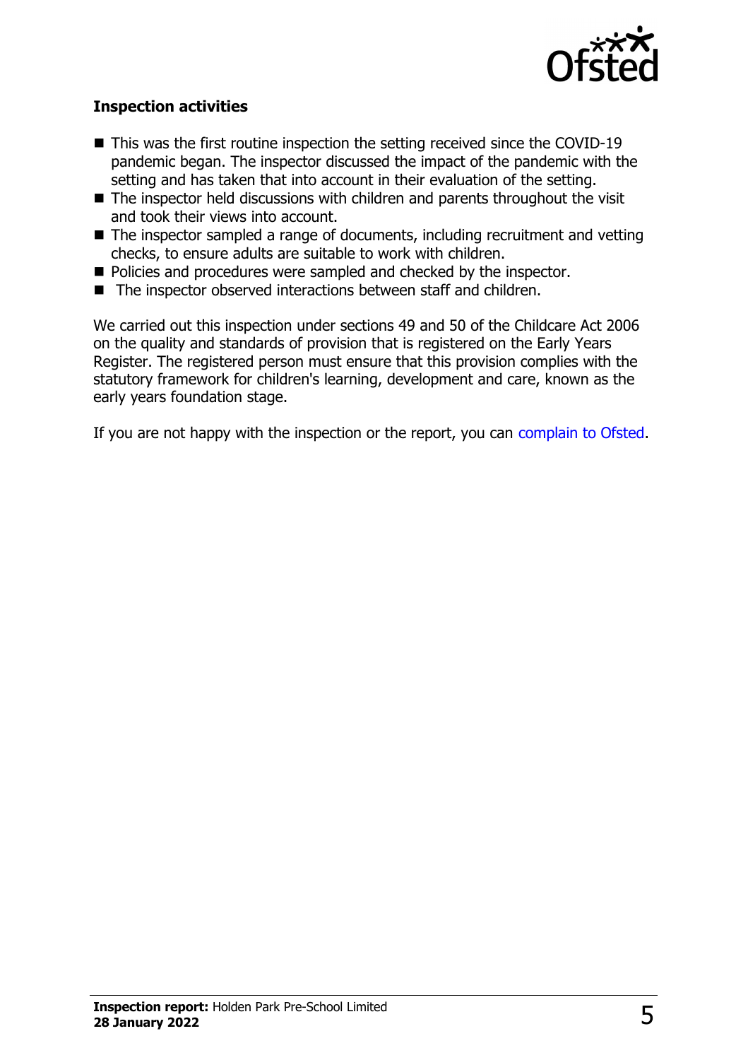### Inspection activities

- This was the first routine inspection the setting received since the COVID-19 pandemic began. The inspector discussed the impact of the pandemic with the setting and has taken that into account in their evaluation of the setting.
- The inspector held discussions with children and parents throughout the visit and took their views into account.
- The inspector sampled a range of documents, including recruitment and vetting checks, to ensure adults are suitable to work with children.
- Policies and procedures were sampled and checked by the inspector.
- The inspector observed interactions between staff and children.

We carried out this inspection under sections 49 and 50 of the Childcare Act 2006 on the quality and standards of provision that is registered on the Early Years Register. The registered person must ensure that this provision complies with the statutory framework for children's learning, development and care, known as the early years foundation stage.

If you are not happy with the inspection or the report, you can complain to Ofsted.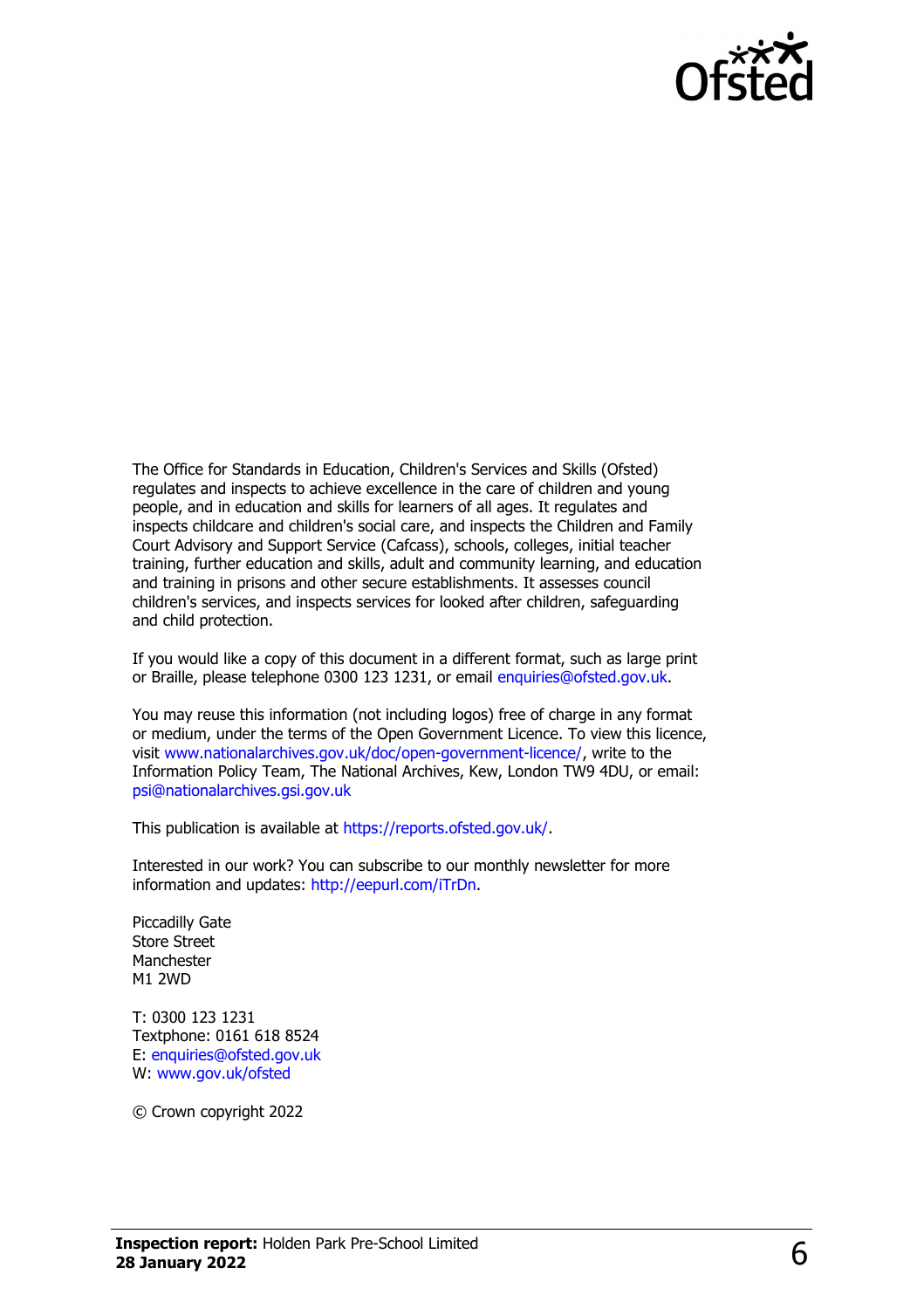The Office for Standards in Education, Children's Services and Skills (Ofsted) regulates and inspects to achieve excellence in the care of children and young people, and in education and skills for learners of all ages. It regulates and inspects childcare and children's social care, and inspects the Children and Family Court Advisory and Support Service (Cafcass), schools, colleges, initial teacher training, further education and skills, adult and community learning, and education and training in prisons and other secure establishments. It assesses council children's services, and inspects services for looked after children, safeguarding and child protection.

If you would like a copy of this document in a different format, such as large print or Braille, please telephone 0300 123 1231, or email enquiries@ofsted.gov.uk.

You may reuse this information (not including logos) free of charge in any format or medium, under the terms of the Open Government Licence. To view this licence, visit www.nationalarchives.gov.uk/doc/open-government-licence/, write to the Information Policy Team, The National Archives, Kew, London TW9 4DU, or email: psi@nationalarchives.gsi.gov.uk

This publication is available at https://reports.ofsted.gov.uk/.

Interested in our work? You can subscribe to our monthly newsletter for more information and updates: http://eepurl.com/iTrDn.

Piccadilly Gate
Store Street
Manchester
M1 2WD

T: 0300 123 1231
Textphone: 0161 618 8524
E: enquiries@ofsted.gov.uk
W: www.gov.uk/ofsted

© Crown copyright 2022